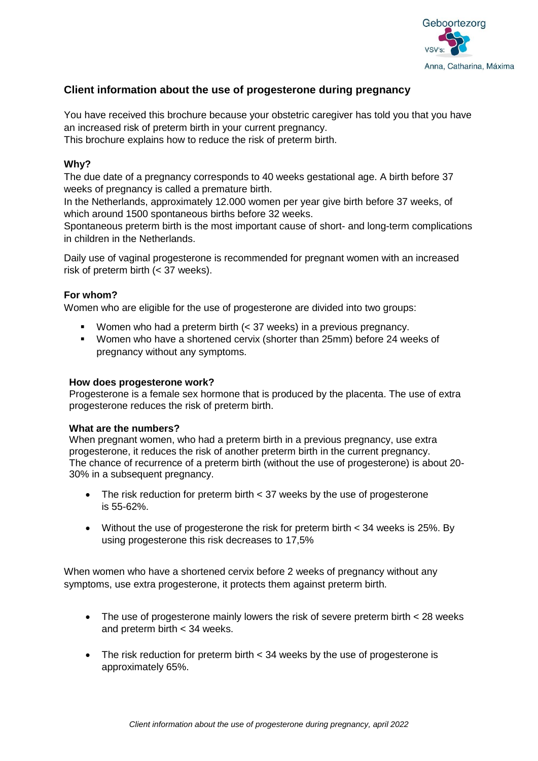## Client information about the use of progesterone during pregnancy

You have received this brochure because your obstetric caregiver has told you that you have an increased risk of preterm birth in your current pregnancy.
This brochure explains how to reduce the risk of preterm birth.

### Why?

The due date of a pregnancy corresponds to 40 weeks gestational age. A birth before 37 weeks of pregnancy is called a premature birth.
In the Netherlands, approximately 12.000 women per year give birth before 37 weeks, of which around 1500 spontaneous births before 32 weeks.
Spontaneous preterm birth is the most important cause of short- and long-term complications in children in the Netherlands.

Daily use of vaginal progesterone is recommended for pregnant women with an increased risk of preterm birth (< 37 weeks).

### For whom?

Women who are eligible for the use of progesterone are divided into two groups:

- Women who had a preterm birth (< 37 weeks) in a previous pregnancy.
- Women who have a shortened cervix (shorter than 25mm) before 24 weeks of pregnancy without any symptoms.

### How does progesterone work?

Progesterone is a female sex hormone that is produced by the placenta. The use of extra progesterone reduces the risk of preterm birth.

### What are the numbers?

When pregnant women, who had a preterm birth in a previous pregnancy, use extra progesterone, it reduces the risk of another preterm birth in the current pregnancy.
The chance of recurrence of a preterm birth (without the use of progesterone) is about 20-30% in a subsequent pregnancy.

- The risk reduction for preterm birth < 37 weeks by the use of progesterone is 55-62%.
- Without the use of progesterone the risk for preterm birth < 34 weeks is 25%. By using progesterone this risk decreases to 17,5%

When women who have a shortened cervix before 2 weeks of pregnancy without any symptoms, use extra progesterone, it protects them against preterm birth.

- The use of progesterone mainly lowers the risk of severe preterm birth < 28 weeks and preterm birth < 34 weeks.
- The risk reduction for preterm birth < 34 weeks by the use of progesterone is approximately 65%.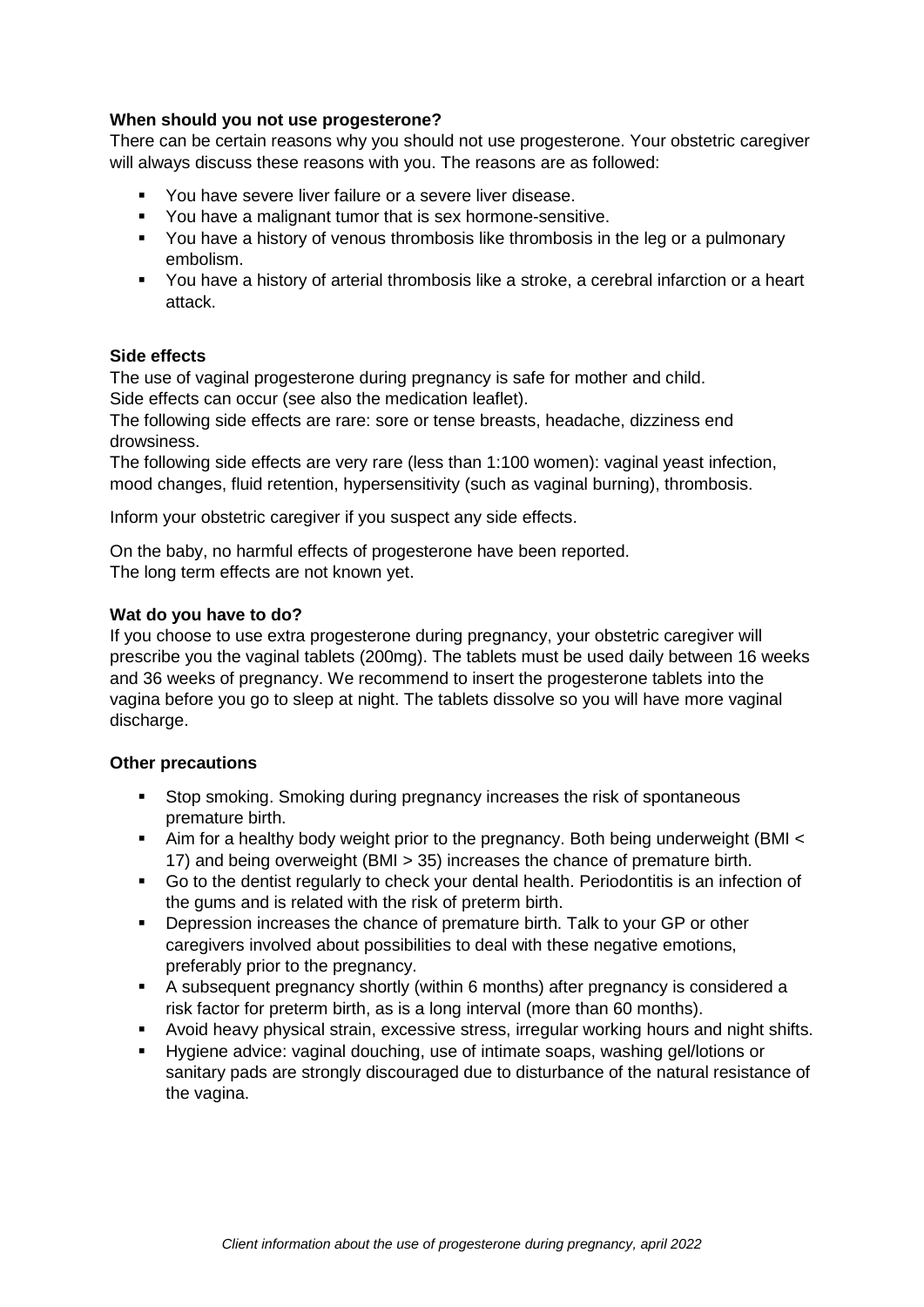**When should you not use progesterone?**

There can be certain reasons why you should not use progesterone. Your obstetric caregiver will always discuss these reasons with you. The reasons are as followed:

- You have severe liver failure or a severe liver disease.
- You have a malignant tumor that is sex hormone-sensitive.
- You have a history of venous thrombosis like thrombosis in the leg or a pulmonary embolism.
- You have a history of arterial thrombosis like a stroke, a cerebral infarction or a heart attack.

**Side effects**

The use of vaginal progesterone during pregnancy is safe for mother and child.
Side effects can occur (see also the medication leaflet).
The following side effects are rare: sore or tense breasts, headache, dizziness end drowsiness.
The following side effects are very rare (less than 1:100 women): vaginal yeast infection, mood changes, fluid retention, hypersensitivity (such as vaginal burning), thrombosis.

Inform your obstetric caregiver if you suspect any side effects.

On the baby, no harmful effects of progesterone have been reported.
The long term effects are not known yet.

**Wat do you have to do?**

If you choose to use extra progesterone during pregnancy, your obstetric caregiver will prescribe you the vaginal tablets (200mg). The tablets must be used daily between 16 weeks and 36 weeks of pregnancy. We recommend to insert the progesterone tablets into the vagina before you go to sleep at night. The tablets dissolve so you will have more vaginal discharge.

**Other precautions**

- Stop smoking. Smoking during pregnancy increases the risk of spontaneous premature birth.
- Aim for a healthy body weight prior to the pregnancy. Both being underweight (BMI < 17) and being overweight (BMI > 35) increases the chance of premature birth.
- Go to the dentist regularly to check your dental health. Periodontitis is an infection of the gums and is related with the risk of preterm birth.
- Depression increases the chance of premature birth. Talk to your GP or other caregivers involved about possibilities to deal with these negative emotions, preferably prior to the pregnancy.
- A subsequent pregnancy shortly (within 6 months) after pregnancy is considered a risk factor for preterm birth, as is a long interval (more than 60 months).
- Avoid heavy physical strain, excessive stress, irregular working hours and night shifts.
- Hygiene advice: vaginal douching, use of intimate soaps, washing gel/lotions or sanitary pads are strongly discouraged due to disturbance of the natural resistance of the vagina.